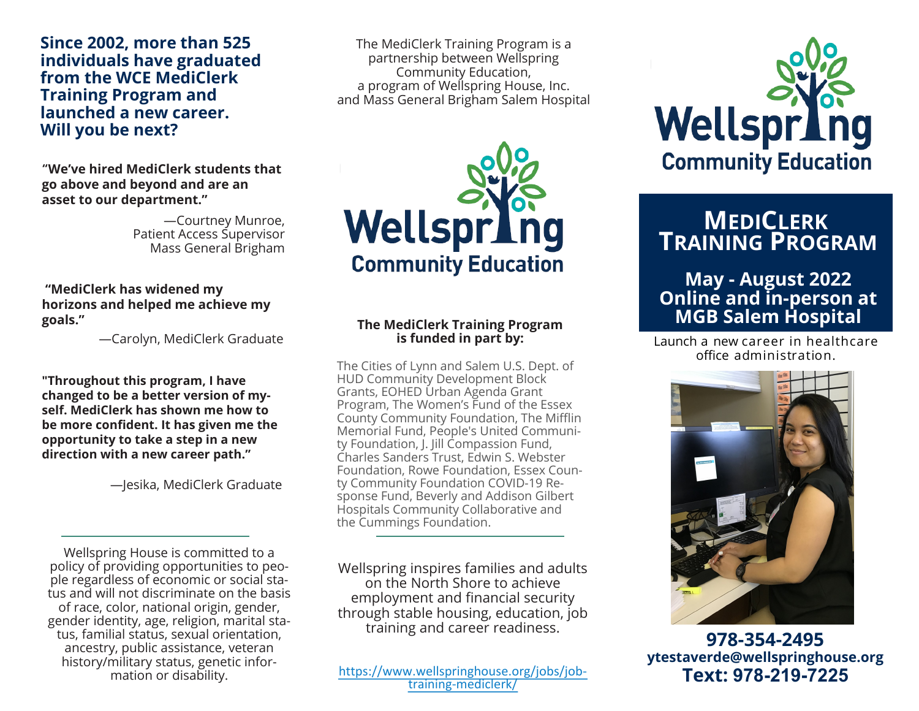**Since 2002, more than 525 individuals have graduated from the WCE MediClerk Training Program and launched a new career. Will you be next?**

**"We've hired MediClerk students that go above and beyond and are an asset to our department."**

—Courtney Munroe,
Patient Access Supervisor
Mass General Brigham

**"MediClerk has widened my horizons and helped me achieve my goals."**

—Carolyn, MediClerk Graduate

**"Throughout this program, I have changed to be a better version of myself. MediClerk has shown me how to be more confident. It has given me the opportunity to take a step in a new direction with a new career path."**

—Jesika, MediClerk Graduate

Wellspring House is committed to a policy of providing opportunities to people regardless of economic or social status and will not discriminate on the basis of race, color, national origin, gender, gender identity, age, religion, marital status, familial status, sexual orientation, ancestry, public assistance, veteran history/military status, genetic information or disability.

The MediClerk Training Program is a partnership between Wellspring Community Education, a program of Wellspring House, Inc. and Mass General Brigham Salem Hospital

Wellspring Community Education

**The MediClerk Training Program is funded in part by:**

The Cities of Lynn and Salem U.S. Dept. of HUD Community Development Block Grants, EOHED Urban Agenda Grant Program, The Women's Fund of the Essex County Community Foundation, The Mifflin Memorial Fund, People's United Community Foundation, J. Jill Compassion Fund, Charles Sanders Trust, Edwin S. Webster Foundation, Rowe Foundation, Essex County Community Foundation COVID-19 Response Fund, Beverly and Addison Gilbert Hospitals Community Collaborative and the Cummings Foundation.

Wellspring inspires families and adults on the North Shore to achieve employment and financial security through stable housing, education, job training and career readiness.

https://www.wellspringhouse.org/jobs/job-training-mediclerk/

Wellspring Community Education

# MediClerk Training Program

## May - August 2022 Online and in-person at MGB Salem Hospital

Launch a new career in healthcare office administration.

**978-354-2495**
**ytestaverde@wellspringhouse.org**
**Text: 978-219-7225**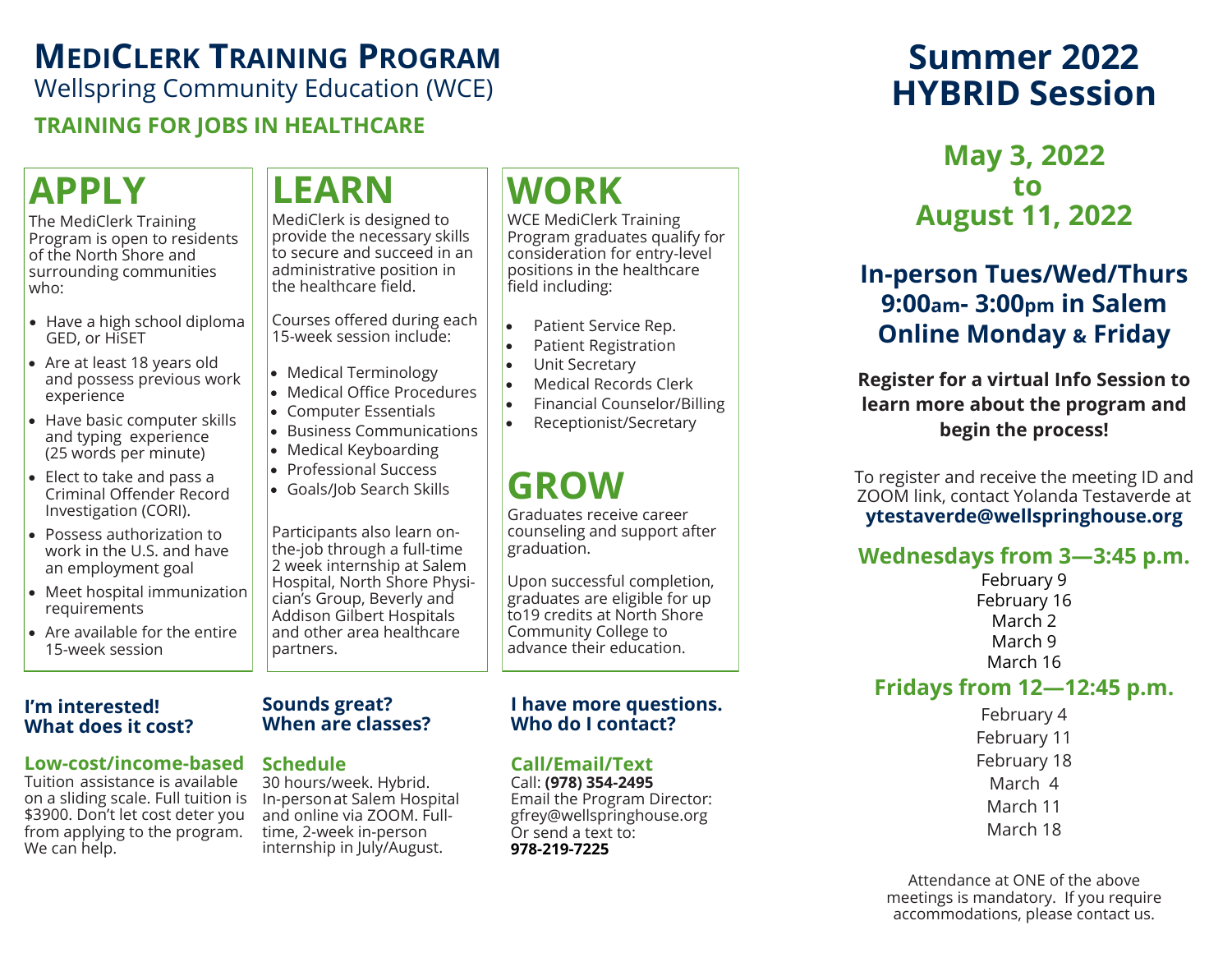# MediClerk Training Program

Wellspring Community Education (WCE)

**TRAINING FOR JOBS IN HEALTHCARE**

## APPLY

The MediClerk Training Program is open to residents of the North Shore and surrounding communities who:

- Have a high school diploma GED, or HiSET
- Are at least 18 years old and possess previous work experience
- Have basic computer skills and typing experience (25 words per minute)
- Elect to take and pass a Criminal Offender Record Investigation (CORI).
- Possess authorization to work in the U.S. and have an employment goal
- Meet hospital immunization requirements
- Are available for the entire 15-week session

## LEARN

MediClerk is designed to provide the necessary skills to secure and succeed in an administrative position in the healthcare field.

Courses offered during each 15-week session include:

- Medical Terminology
- Medical Office Procedures
- Computer Essentials
- Business Communications
- Medical Keyboarding
- Professional Success
- Goals/Job Search Skills

Participants also learn on-the-job through a full-time 2 week internship at Salem Hospital, North Shore Physician's Group, Beverly and Addison Gilbert Hospitals and other area healthcare partners.

## WORK

WCE MediClerk Training Program graduates qualify for consideration for entry-level positions in the healthcare field including:

- Patient Service Rep.
- Patient Registration
- Unit Secretary
- Medical Records Clerk
- Financial Counselor/Billing
- Receptionist/Secretary

## GROW

Graduates receive career counseling and support after graduation.

Upon successful completion, graduates are eligible for up to19 credits at North Shore Community College to advance their education.

### I'm interested! What does it cost?

**Low-cost/income-based**

Tuition assistance is available on a sliding scale. Full tuition is $3900. Don't let cost deter you from applying to the program. We can help.

### Sounds great? When are classes?

**Schedule**

30 hours/week. Hybrid. In-person at Salem Hospital and online via ZOOM. Full-time, 2-week in-person internship in July/August.

### I have more questions. Who do I contact?

**Call/Email/Text**

Call: **(978) 354-2495**
Email the Program Director: gfrey@wellspringhouse.org
Or send a text to:
**978-219-7225**

# Summer 2022 HYBRID Session

## May 3, 2022 to August 11, 2022

## In-person Tues/Wed/Thurs 9:00am- 3:00pm in Salem Online Monday & Friday

**Register for a virtual Info Session to learn more about the program and begin the process!**

To register and receive the meeting ID and ZOOM link, contact Yolanda Testaverde at **ytestaverde@wellspringhouse.org**

### Wednesdays from 3—3:45 p.m.

February 9
February 16
March 2
March 9
March 16

### Fridays from 12—12:45 p.m.

February 4
February 11
February 18
March 4
March 11
March 18

Attendance at ONE of the above meetings is mandatory. If you require accommodations, please contact us.